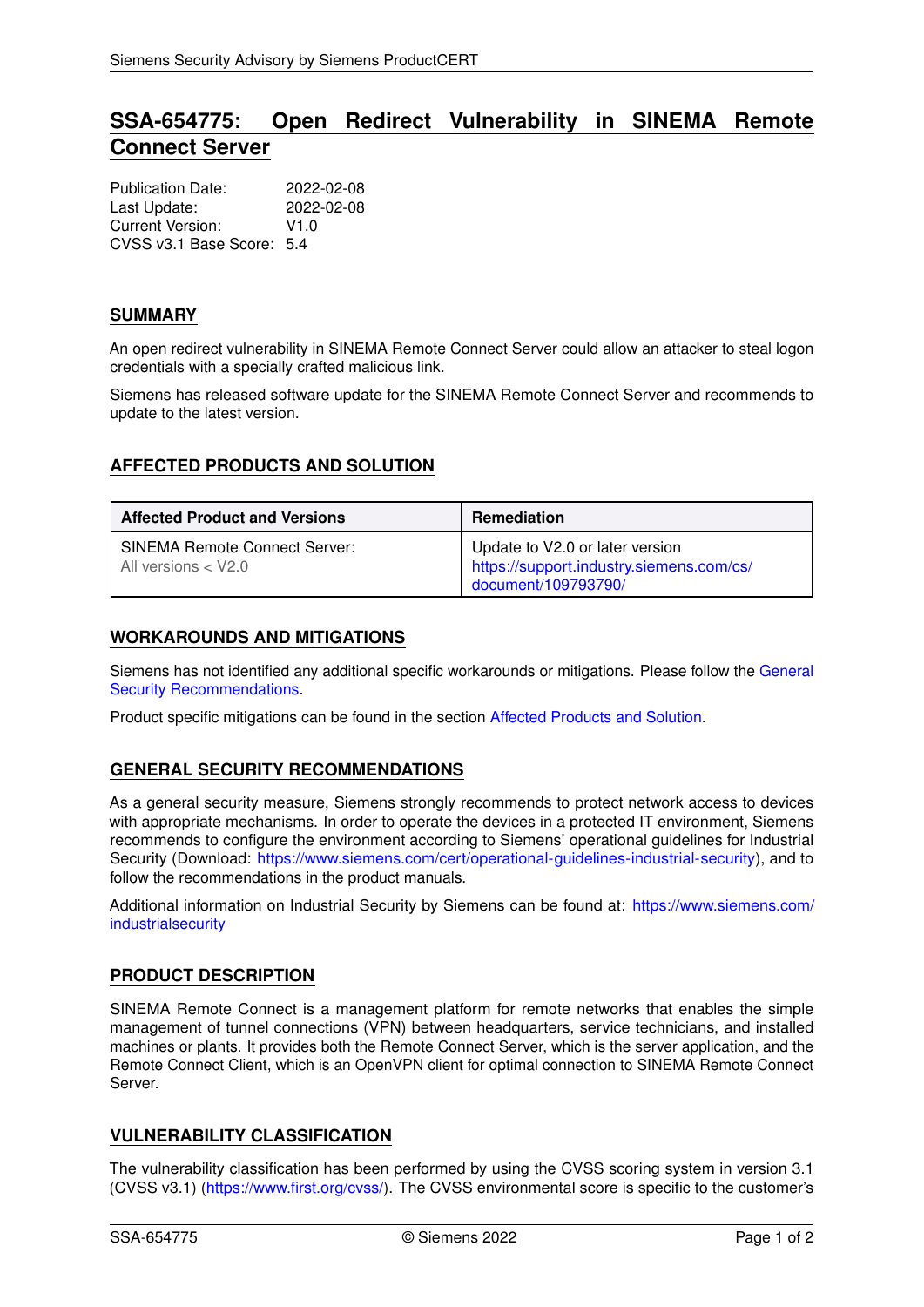# SSA-654775: Open Redirect Vulnerability in SINEMA Remote Connect Server

Publication Date: 2022-02-08
Last Update: 2022-02-08
Current Version: V1.0
CVSS v3.1 Base Score: 5.4

## SUMMARY

An open redirect vulnerability in SINEMA Remote Connect Server could allow an attacker to steal logon credentials with a specially crafted malicious link.

Siemens has released software update for the SINEMA Remote Connect Server and recommends to update to the latest version.

## AFFECTED PRODUCTS AND SOLUTION

| Affected Product and Versions | Remediation |
| --- | --- |
| SINEMA Remote Connect Server: All versions < V2.0 | Update to V2.0 or later version https://support.industry.siemens.com/cs/document/109793790/ |

## WORKAROUNDS AND MITIGATIONS

Siemens has not identified any additional specific workarounds or mitigations. Please follow the General Security Recommendations.

Product specific mitigations can be found in the section Affected Products and Solution.

## GENERAL SECURITY RECOMMENDATIONS

As a general security measure, Siemens strongly recommends to protect network access to devices with appropriate mechanisms. In order to operate the devices in a protected IT environment, Siemens recommends to configure the environment according to Siemens' operational guidelines for Industrial Security (Download: https://www.siemens.com/cert/operational-guidelines-industrial-security), and to follow the recommendations in the product manuals.

Additional information on Industrial Security by Siemens can be found at: https://www.siemens.com/industrialsecurity

## PRODUCT DESCRIPTION

SINEMA Remote Connect is a management platform for remote networks that enables the simple management of tunnel connections (VPN) between headquarters, service technicians, and installed machines or plants. It provides both the Remote Connect Server, which is the server application, and the Remote Connect Client, which is an OpenVPN client for optimal connection to SINEMA Remote Connect Server.

## VULNERABILITY CLASSIFICATION

The vulnerability classification has been performed by using the CVSS scoring system in version 3.1 (CVSS v3.1) (https://www.first.org/cvss/). The CVSS environmental score is specific to the customer's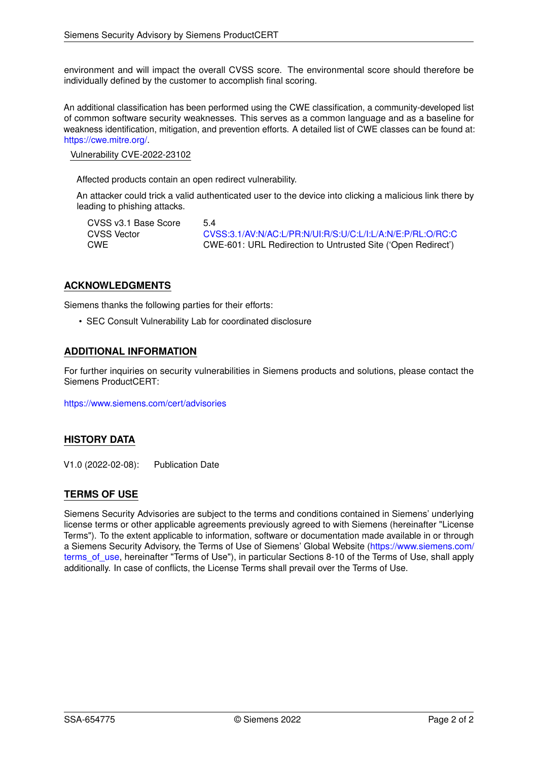environment and will impact the overall CVSS score. The environmental score should therefore be individually defined by the customer to accomplish final scoring.

An additional classification has been performed using the CWE classification, a community-developed list of common software security weaknesses. This serves as a common language and as a baseline for weakness identification, mitigation, and prevention efforts. A detailed list of CWE classes can be found at: https://cwe.mitre.org/.

Vulnerability CVE-2022-23102

Affected products contain an open redirect vulnerability.

An attacker could trick a valid authenticated user to the device into clicking a malicious link there by leading to phishing attacks.

| | |
|---|---|
| CVSS v3.1 Base Score | 5.4 |
| CVSS Vector | CVSS:3.1/AV:N/AC:L/PR:N/UI:R/S:U/C:L/I:L/A:N/E:P/RL:O/RC:C |
| CWE | CWE-601: URL Redirection to Untrusted Site ('Open Redirect') |

## ACKNOWLEDGMENTS

Siemens thanks the following parties for their efforts:

- SEC Consult Vulnerability Lab for coordinated disclosure

## ADDITIONAL INFORMATION

For further inquiries on security vulnerabilities in Siemens products and solutions, please contact the Siemens ProductCERT:

https://www.siemens.com/cert/advisories

## HISTORY DATA

V1.0 (2022-02-08): Publication Date

## TERMS OF USE

Siemens Security Advisories are subject to the terms and conditions contained in Siemens' underlying license terms or other applicable agreements previously agreed to with Siemens (hereinafter "License Terms"). To the extent applicable to information, software or documentation made available in or through a Siemens Security Advisory, the Terms of Use of Siemens' Global Website (https://www.siemens.com/terms_of_use, hereinafter "Terms of Use"), in particular Sections 8-10 of the Terms of Use, shall apply additionally. In case of conflicts, the License Terms shall prevail over the Terms of Use.